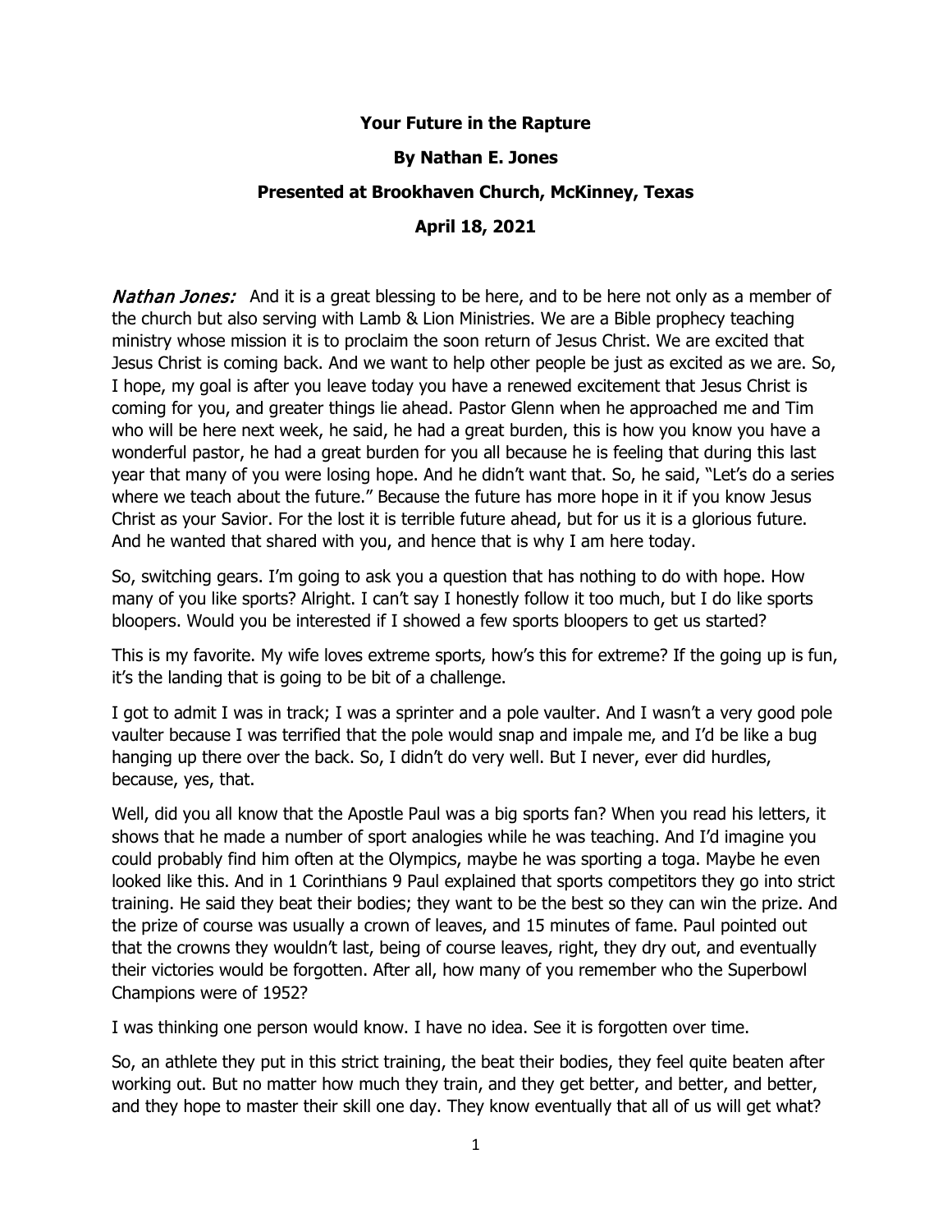**Your Future in the Rapture**

**By Nathan E. Jones**

**Presented at Brookhaven Church, McKinney, Texas**

**April 18, 2021**

*Nathan Jones:* And it is a great blessing to be here, and to be here not only as a member of the church but also serving with Lamb & Lion Ministries. We are a Bible prophecy teaching ministry whose mission it is to proclaim the soon return of Jesus Christ. We are excited that Jesus Christ is coming back. And we want to help other people be just as excited as we are. So, I hope, my goal is after you leave today you have a renewed excitement that Jesus Christ is coming for you, and greater things lie ahead. Pastor Glenn when he approached me and Tim who will be here next week, he said, he had a great burden, this is how you know you have a wonderful pastor, he had a great burden for you all because he is feeling that during this last year that many of you were losing hope. And he didn't want that. So, he said, "Let's do a series where we teach about the future." Because the future has more hope in it if you know Jesus Christ as your Savior. For the lost it is terrible future ahead, but for us it is a glorious future. And he wanted that shared with you, and hence that is why I am here today.

So, switching gears. I'm going to ask you a question that has nothing to do with hope. How many of you like sports? Alright. I can't say I honestly follow it too much, but I do like sports bloopers. Would you be interested if I showed a few sports bloopers to get us started?

This is my favorite. My wife loves extreme sports, how's this for extreme? If the going up is fun, it's the landing that is going to be bit of a challenge.

I got to admit I was in track; I was a sprinter and a pole vaulter. And I wasn't a very good pole vaulter because I was terrified that the pole would snap and impale me, and I'd be like a bug hanging up there over the back. So, I didn't do very well. But I never, ever did hurdles, because, yes, that.

Well, did you all know that the Apostle Paul was a big sports fan? When you read his letters, it shows that he made a number of sport analogies while he was teaching. And I'd imagine you could probably find him often at the Olympics, maybe he was sporting a toga. Maybe he even looked like this. And in 1 Corinthians 9 Paul explained that sports competitors they go into strict training. He said they beat their bodies; they want to be the best so they can win the prize. And the prize of course was usually a crown of leaves, and 15 minutes of fame. Paul pointed out that the crowns they wouldn't last, being of course leaves, right, they dry out, and eventually their victories would be forgotten. After all, how many of you remember who the Superbowl Champions were of 1952?

I was thinking one person would know. I have no idea. See it is forgotten over time.

So, an athlete they put in this strict training, the beat their bodies, they feel quite beaten after working out. But no matter how much they train, and they get better, and better, and better, and they hope to master their skill one day. They know eventually that all of us will get what?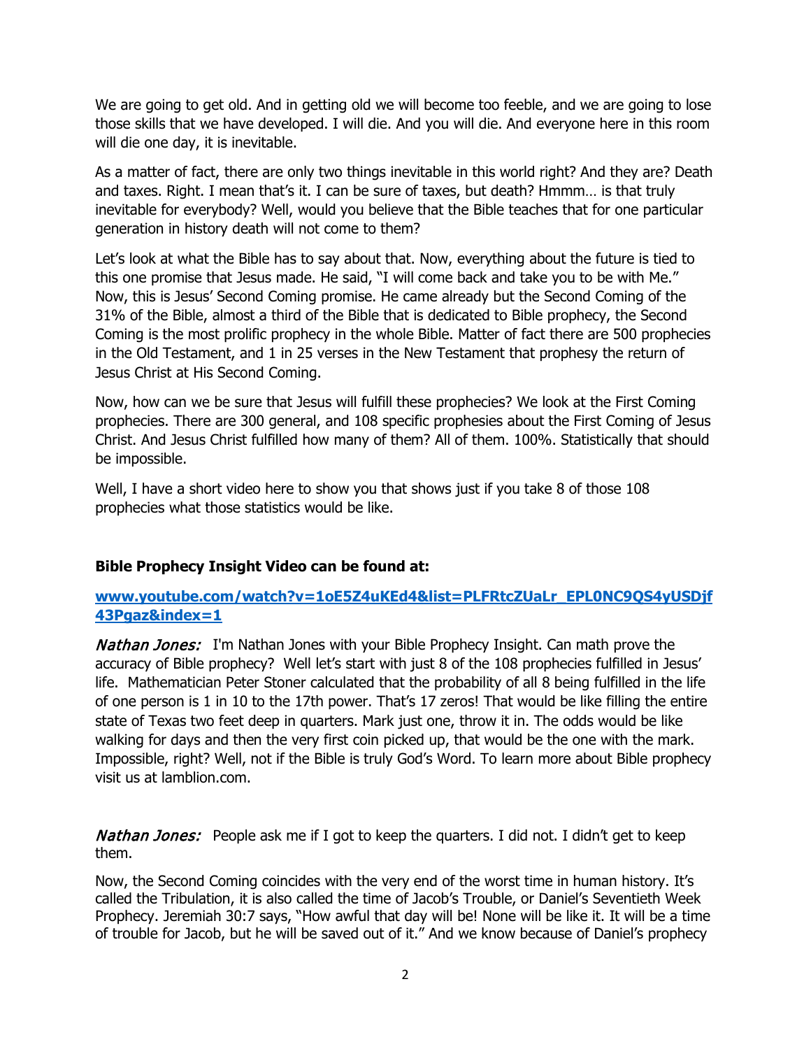We are going to get old. And in getting old we will become too feeble, and we are going to lose those skills that we have developed. I will die. And you will die. And everyone here in this room will die one day, it is inevitable.

As a matter of fact, there are only two things inevitable in this world right? And they are? Death and taxes. Right. I mean that's it. I can be sure of taxes, but death? Hmmm… is that truly inevitable for everybody? Well, would you believe that the Bible teaches that for one particular generation in history death will not come to them?

Let's look at what the Bible has to say about that. Now, everything about the future is tied to this one promise that Jesus made. He said, "I will come back and take you to be with Me." Now, this is Jesus' Second Coming promise. He came already but the Second Coming of the 31% of the Bible, almost a third of the Bible that is dedicated to Bible prophecy, the Second Coming is the most prolific prophecy in the whole Bible. Matter of fact there are 500 prophecies in the Old Testament, and 1 in 25 verses in the New Testament that prophesy the return of Jesus Christ at His Second Coming.

Now, how can we be sure that Jesus will fulfill these prophecies? We look at the First Coming prophecies. There are 300 general, and 108 specific prophesies about the First Coming of Jesus Christ. And Jesus Christ fulfilled how many of them? All of them. 100%. Statistically that should be impossible.

Well, I have a short video here to show you that shows just if you take 8 of those 108 prophecies what those statistics would be like.

**Bible Prophecy Insight Video can be found at:**

**[www.youtube.com/watch?v=1oE5Z4uKEd4&list=PLFRtcZUaLr_EPL0NC9QS4yUSDjf43Pgaz&index=1](https://www.youtube.com/watch?v=1oE5Z4uKEd4&list=PLFRtcZUaLr_EPL0NC9QS4yUSDjf43Pgaz&index=1)**

*Nathan Jones:* I'm Nathan Jones with your Bible Prophecy Insight. Can math prove the accuracy of Bible prophecy? Well let's start with just 8 of the 108 prophecies fulfilled in Jesus' life. Mathematician Peter Stoner calculated that the probability of all 8 being fulfilled in the life of one person is 1 in 10 to the 17th power. That's 17 zeros! That would be like filling the entire state of Texas two feet deep in quarters. Mark just one, throw it in. The odds would be like walking for days and then the very first coin picked up, that would be the one with the mark. Impossible, right? Well, not if the Bible is truly God's Word. To learn more about Bible prophecy visit us at lamblion.com.

*Nathan Jones:* People ask me if I got to keep the quarters. I did not. I didn't get to keep them.

Now, the Second Coming coincides with the very end of the worst time in human history. It's called the Tribulation, it is also called the time of Jacob's Trouble, or Daniel's Seventieth Week Prophecy. Jeremiah 30:7 says, "How awful that day will be! None will be like it. It will be a time of trouble for Jacob, but he will be saved out of it." And we know because of Daniel's prophecy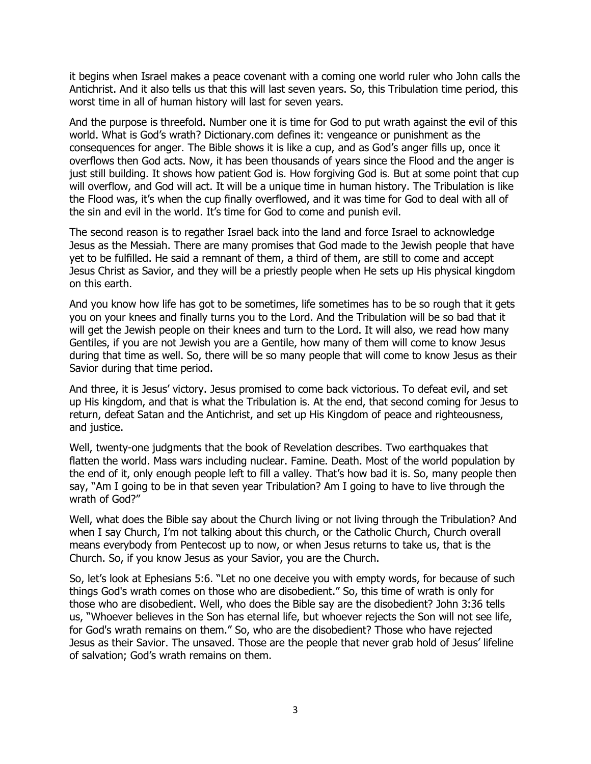it begins when Israel makes a peace covenant with a coming one world ruler who John calls the Antichrist. And it also tells us that this will last seven years. So, this Tribulation time period, this worst time in all of human history will last for seven years.

And the purpose is threefold. Number one it is time for God to put wrath against the evil of this world. What is God's wrath? Dictionary.com defines it: vengeance or punishment as the consequences for anger. The Bible shows it is like a cup, and as God's anger fills up, once it overflows then God acts. Now, it has been thousands of years since the Flood and the anger is just still building. It shows how patient God is. How forgiving God is. But at some point that cup will overflow, and God will act. It will be a unique time in human history. The Tribulation is like the Flood was, it's when the cup finally overflowed, and it was time for God to deal with all of the sin and evil in the world. It's time for God to come and punish evil.

The second reason is to regather Israel back into the land and force Israel to acknowledge Jesus as the Messiah. There are many promises that God made to the Jewish people that have yet to be fulfilled. He said a remnant of them, a third of them, are still to come and accept Jesus Christ as Savior, and they will be a priestly people when He sets up His physical kingdom on this earth.

And you know how life has got to be sometimes, life sometimes has to be so rough that it gets you on your knees and finally turns you to the Lord. And the Tribulation will be so bad that it will get the Jewish people on their knees and turn to the Lord. It will also, we read how many Gentiles, if you are not Jewish you are a Gentile, how many of them will come to know Jesus during that time as well. So, there will be so many people that will come to know Jesus as their Savior during that time period.

And three, it is Jesus' victory. Jesus promised to come back victorious. To defeat evil, and set up His kingdom, and that is what the Tribulation is. At the end, that second coming for Jesus to return, defeat Satan and the Antichrist, and set up His Kingdom of peace and righteousness, and justice.

Well, twenty-one judgments that the book of Revelation describes. Two earthquakes that flatten the world. Mass wars including nuclear. Famine. Death. Most of the world population by the end of it, only enough people left to fill a valley. That's how bad it is. So, many people then say, "Am I going to be in that seven year Tribulation? Am I going to have to live through the wrath of God?"

Well, what does the Bible say about the Church living or not living through the Tribulation? And when I say Church, I'm not talking about this church, or the Catholic Church, Church overall means everybody from Pentecost up to now, or when Jesus returns to take us, that is the Church. So, if you know Jesus as your Savior, you are the Church.

So, let's look at Ephesians 5:6. "Let no one deceive you with empty words, for because of such things God's wrath comes on those who are disobedient." So, this time of wrath is only for those who are disobedient. Well, who does the Bible say are the disobedient? John 3:36 tells us, "Whoever believes in the Son has eternal life, but whoever rejects the Son will not see life, for God's wrath remains on them." So, who are the disobedient? Those who have rejected Jesus as their Savior. The unsaved. Those are the people that never grab hold of Jesus' lifeline of salvation; God's wrath remains on them.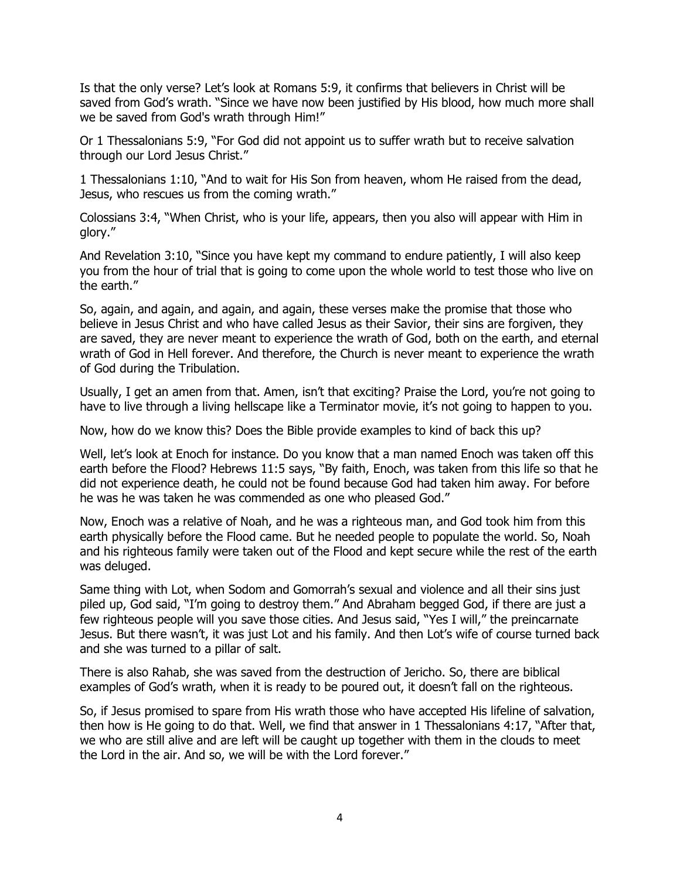Is that the only verse? Let's look at Romans 5:9, it confirms that believers in Christ will be saved from God's wrath. "Since we have now been justified by His blood, how much more shall we be saved from God's wrath through Him!"

Or 1 Thessalonians 5:9, "For God did not appoint us to suffer wrath but to receive salvation through our Lord Jesus Christ."

1 Thessalonians 1:10, "And to wait for His Son from heaven, whom He raised from the dead, Jesus, who rescues us from the coming wrath."

Colossians 3:4, "When Christ, who is your life, appears, then you also will appear with Him in glory."

And Revelation 3:10, "Since you have kept my command to endure patiently, I will also keep you from the hour of trial that is going to come upon the whole world to test those who live on the earth."

So, again, and again, and again, and again, these verses make the promise that those who believe in Jesus Christ and who have called Jesus as their Savior, their sins are forgiven, they are saved, they are never meant to experience the wrath of God, both on the earth, and eternal wrath of God in Hell forever. And therefore, the Church is never meant to experience the wrath of God during the Tribulation.

Usually, I get an amen from that. Amen, isn't that exciting? Praise the Lord, you're not going to have to live through a living hellscape like a Terminator movie, it's not going to happen to you.

Now, how do we know this? Does the Bible provide examples to kind of back this up?

Well, let's look at Enoch for instance. Do you know that a man named Enoch was taken off this earth before the Flood? Hebrews 11:5 says, "By faith, Enoch, was taken from this life so that he did not experience death, he could not be found because God had taken him away. For before he was he was taken he was commended as one who pleased God."

Now, Enoch was a relative of Noah, and he was a righteous man, and God took him from this earth physically before the Flood came. But he needed people to populate the world. So, Noah and his righteous family were taken out of the Flood and kept secure while the rest of the earth was deluged.

Same thing with Lot, when Sodom and Gomorrah's sexual and violence and all their sins just piled up, God said, "I'm going to destroy them." And Abraham begged God, if there are just a few righteous people will you save those cities. And Jesus said, "Yes I will," the preincarnate Jesus. But there wasn't, it was just Lot and his family. And then Lot's wife of course turned back and she was turned to a pillar of salt.

There is also Rahab, she was saved from the destruction of Jericho. So, there are biblical examples of God's wrath, when it is ready to be poured out, it doesn't fall on the righteous.

So, if Jesus promised to spare from His wrath those who have accepted His lifeline of salvation, then how is He going to do that. Well, we find that answer in 1 Thessalonians 4:17, "After that, we who are still alive and are left will be caught up together with them in the clouds to meet the Lord in the air. And so, we will be with the Lord forever."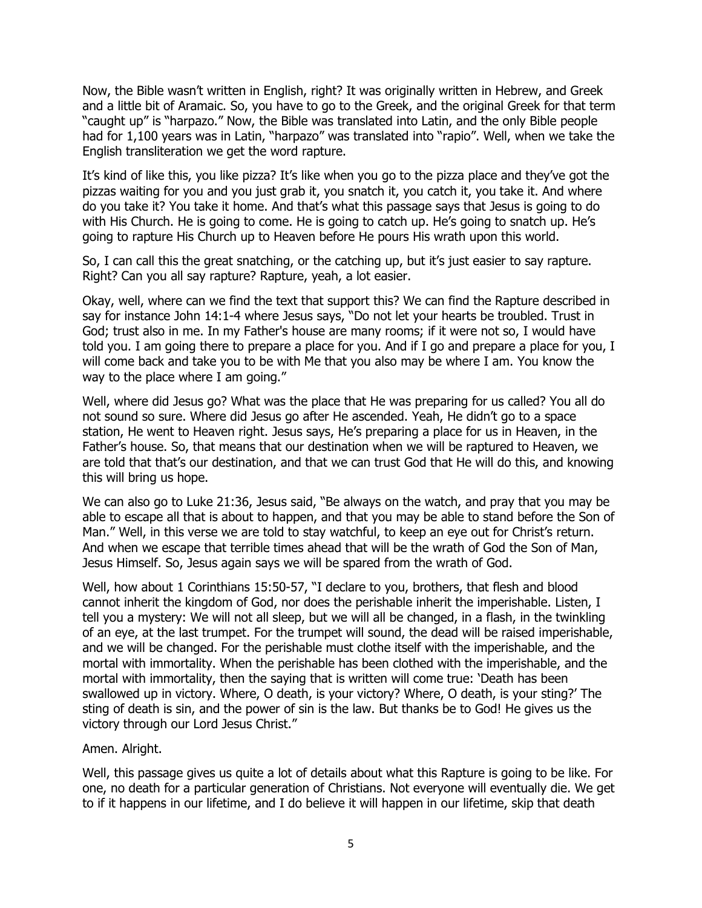Now, the Bible wasn't written in English, right? It was originally written in Hebrew, and Greek and a little bit of Aramaic. So, you have to go to the Greek, and the original Greek for that term "caught up" is "harpazo." Now, the Bible was translated into Latin, and the only Bible people had for 1,100 years was in Latin, "harpazo" was translated into "rapio". Well, when we take the English transliteration we get the word rapture.

It's kind of like this, you like pizza? It's like when you go to the pizza place and they've got the pizzas waiting for you and you just grab it, you snatch it, you catch it, you take it. And where do you take it? You take it home. And that's what this passage says that Jesus is going to do with His Church. He is going to come. He is going to catch up. He's going to snatch up. He's going to rapture His Church up to Heaven before He pours His wrath upon this world.

So, I can call this the great snatching, or the catching up, but it's just easier to say rapture. Right? Can you all say rapture? Rapture, yeah, a lot easier.

Okay, well, where can we find the text that support this? We can find the Rapture described in say for instance John 14:1-4 where Jesus says, "Do not let your hearts be troubled. Trust in God; trust also in me. In my Father's house are many rooms; if it were not so, I would have told you. I am going there to prepare a place for you. And if I go and prepare a place for you, I will come back and take you to be with Me that you also may be where I am. You know the way to the place where I am going."

Well, where did Jesus go? What was the place that He was preparing for us called? You all do not sound so sure. Where did Jesus go after He ascended. Yeah, He didn't go to a space station, He went to Heaven right. Jesus says, He's preparing a place for us in Heaven, in the Father's house. So, that means that our destination when we will be raptured to Heaven, we are told that that's our destination, and that we can trust God that He will do this, and knowing this will bring us hope.

We can also go to Luke 21:36, Jesus said, "Be always on the watch, and pray that you may be able to escape all that is about to happen, and that you may be able to stand before the Son of Man." Well, in this verse we are told to stay watchful, to keep an eye out for Christ's return. And when we escape that terrible times ahead that will be the wrath of God the Son of Man, Jesus Himself. So, Jesus again says we will be spared from the wrath of God.

Well, how about 1 Corinthians 15:50-57, "I declare to you, brothers, that flesh and blood cannot inherit the kingdom of God, nor does the perishable inherit the imperishable. Listen, I tell you a mystery: We will not all sleep, but we will all be changed, in a flash, in the twinkling of an eye, at the last trumpet. For the trumpet will sound, the dead will be raised imperishable, and we will be changed. For the perishable must clothe itself with the imperishable, and the mortal with immortality. When the perishable has been clothed with the imperishable, and the mortal with immortality, then the saying that is written will come true: 'Death has been swallowed up in victory. Where, O death, is your victory? Where, O death, is your sting?' The sting of death is sin, and the power of sin is the law. But thanks be to God! He gives us the victory through our Lord Jesus Christ."

Amen. Alright.

Well, this passage gives us quite a lot of details about what this Rapture is going to be like. For one, no death for a particular generation of Christians. Not everyone will eventually die. We get to if it happens in our lifetime, and I do believe it will happen in our lifetime, skip that death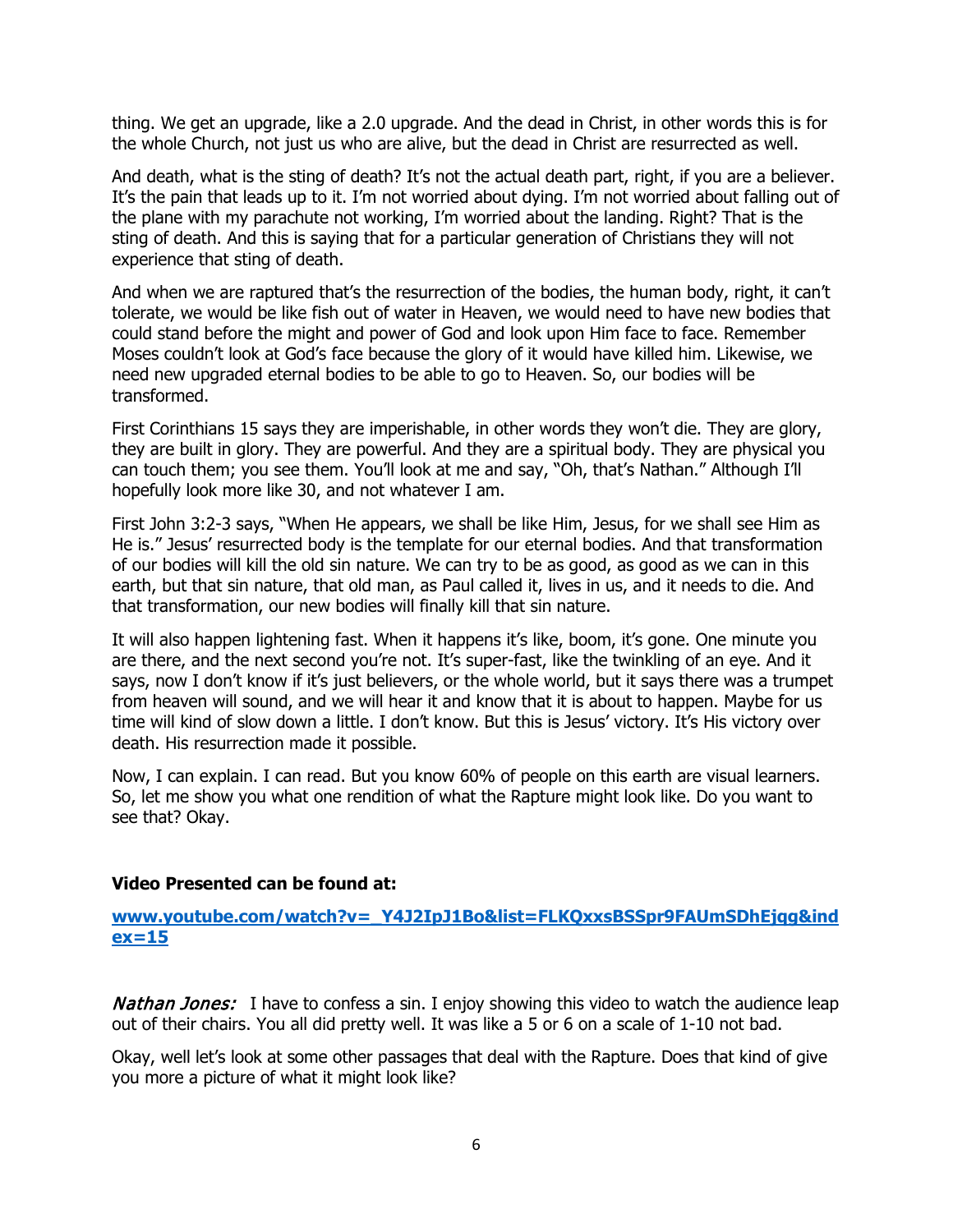thing. We get an upgrade, like a 2.0 upgrade. And the dead in Christ, in other words this is for the whole Church, not just us who are alive, but the dead in Christ are resurrected as well.

And death, what is the sting of death? It's not the actual death part, right, if you are a believer. It's the pain that leads up to it. I'm not worried about dying. I'm not worried about falling out of the plane with my parachute not working, I'm worried about the landing. Right? That is the sting of death. And this is saying that for a particular generation of Christians they will not experience that sting of death.

And when we are raptured that's the resurrection of the bodies, the human body, right, it can't tolerate, we would be like fish out of water in Heaven, we would need to have new bodies that could stand before the might and power of God and look upon Him face to face. Remember Moses couldn't look at God's face because the glory of it would have killed him. Likewise, we need new upgraded eternal bodies to be able to go to Heaven. So, our bodies will be transformed.

First Corinthians 15 says they are imperishable, in other words they won't die. They are glory, they are built in glory. They are powerful. And they are a spiritual body. They are physical you can touch them; you see them. You'll look at me and say, "Oh, that's Nathan." Although I'll hopefully look more like 30, and not whatever I am.

First John 3:2-3 says, "When He appears, we shall be like Him, Jesus, for we shall see Him as He is." Jesus' resurrected body is the template for our eternal bodies. And that transformation of our bodies will kill the old sin nature. We can try to be as good, as good as we can in this earth, but that sin nature, that old man, as Paul called it, lives in us, and it needs to die. And that transformation, our new bodies will finally kill that sin nature.

It will also happen lightening fast. When it happens it's like, boom, it's gone. One minute you are there, and the next second you're not. It's super-fast, like the twinkling of an eye. And it says, now I don't know if it's just believers, or the whole world, but it says there was a trumpet from heaven will sound, and we will hear it and know that it is about to happen. Maybe for us time will kind of slow down a little. I don't know. But this is Jesus' victory. It's His victory over death. His resurrection made it possible.

Now, I can explain. I can read. But you know 60% of people on this earth are visual learners. So, let me show you what one rendition of what the Rapture might look like. Do you want to see that? Okay.

**Video Presented can be found at:**

**[www.youtube.com/watch?v=_Y4J2IpJ1Bo&list=FLKQxxsBSSpr9FAUmSDhEjqg&index=15](www.youtube.com/watch?v=_Y4J2IpJ1Bo&list=FLKQxxsBSSpr9FAUmSDhEjqg&index=15)**

*Nathan Jones:* I have to confess a sin. I enjoy showing this video to watch the audience leap out of their chairs. You all did pretty well. It was like a 5 or 6 on a scale of 1-10 not bad.

Okay, well let's look at some other passages that deal with the Rapture. Does that kind of give you more a picture of what it might look like?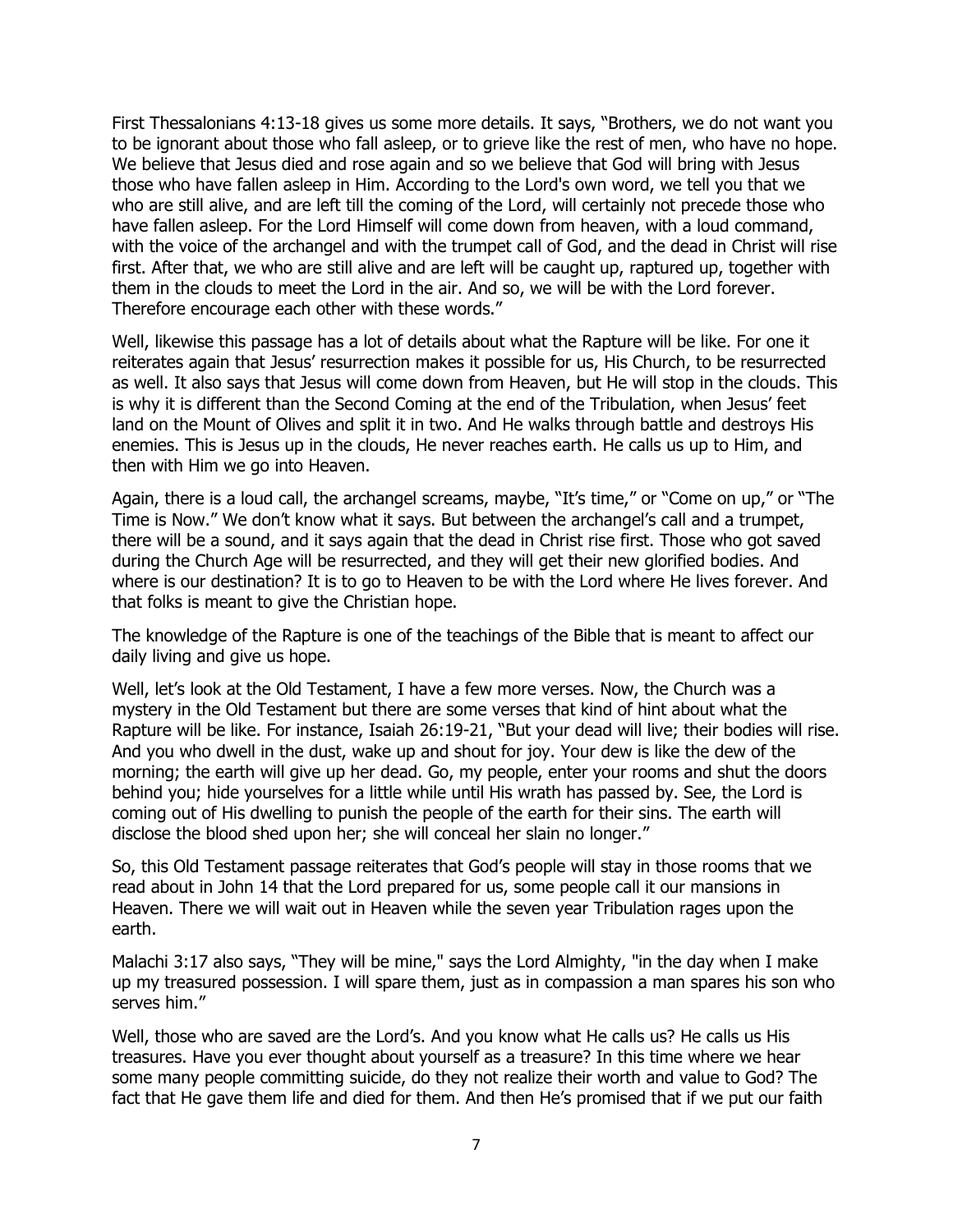First Thessalonians 4:13-18 gives us some more details. It says, "Brothers, we do not want you to be ignorant about those who fall asleep, or to grieve like the rest of men, who have no hope. We believe that Jesus died and rose again and so we believe that God will bring with Jesus those who have fallen asleep in Him. According to the Lord's own word, we tell you that we who are still alive, and are left till the coming of the Lord, will certainly not precede those who have fallen asleep. For the Lord Himself will come down from heaven, with a loud command, with the voice of the archangel and with the trumpet call of God, and the dead in Christ will rise first. After that, we who are still alive and are left will be caught up, raptured up, together with them in the clouds to meet the Lord in the air. And so, we will be with the Lord forever. Therefore encourage each other with these words."

Well, likewise this passage has a lot of details about what the Rapture will be like. For one it reiterates again that Jesus' resurrection makes it possible for us, His Church, to be resurrected as well. It also says that Jesus will come down from Heaven, but He will stop in the clouds. This is why it is different than the Second Coming at the end of the Tribulation, when Jesus' feet land on the Mount of Olives and split it in two. And He walks through battle and destroys His enemies. This is Jesus up in the clouds, He never reaches earth. He calls us up to Him, and then with Him we go into Heaven.

Again, there is a loud call, the archangel screams, maybe, "It's time," or "Come on up," or "The Time is Now." We don't know what it says. But between the archangel's call and a trumpet, there will be a sound, and it says again that the dead in Christ rise first. Those who got saved during the Church Age will be resurrected, and they will get their new glorified bodies. And where is our destination? It is to go to Heaven to be with the Lord where He lives forever. And that folks is meant to give the Christian hope.

The knowledge of the Rapture is one of the teachings of the Bible that is meant to affect our daily living and give us hope.

Well, let's look at the Old Testament, I have a few more verses. Now, the Church was a mystery in the Old Testament but there are some verses that kind of hint about what the Rapture will be like. For instance, Isaiah 26:19-21, "But your dead will live; their bodies will rise. And you who dwell in the dust, wake up and shout for joy. Your dew is like the dew of the morning; the earth will give up her dead. Go, my people, enter your rooms and shut the doors behind you; hide yourselves for a little while until His wrath has passed by. See, the Lord is coming out of His dwelling to punish the people of the earth for their sins. The earth will disclose the blood shed upon her; she will conceal her slain no longer."

So, this Old Testament passage reiterates that God's people will stay in those rooms that we read about in John 14 that the Lord prepared for us, some people call it our mansions in Heaven. There we will wait out in Heaven while the seven year Tribulation rages upon the earth.

Malachi 3:17 also says, "They will be mine," says the Lord Almighty, "in the day when I make up my treasured possession. I will spare them, just as in compassion a man spares his son who serves him."

Well, those who are saved are the Lord's. And you know what He calls us? He calls us His treasures. Have you ever thought about yourself as a treasure? In this time where we hear some many people committing suicide, do they not realize their worth and value to God? The fact that He gave them life and died for them. And then He's promised that if we put our faith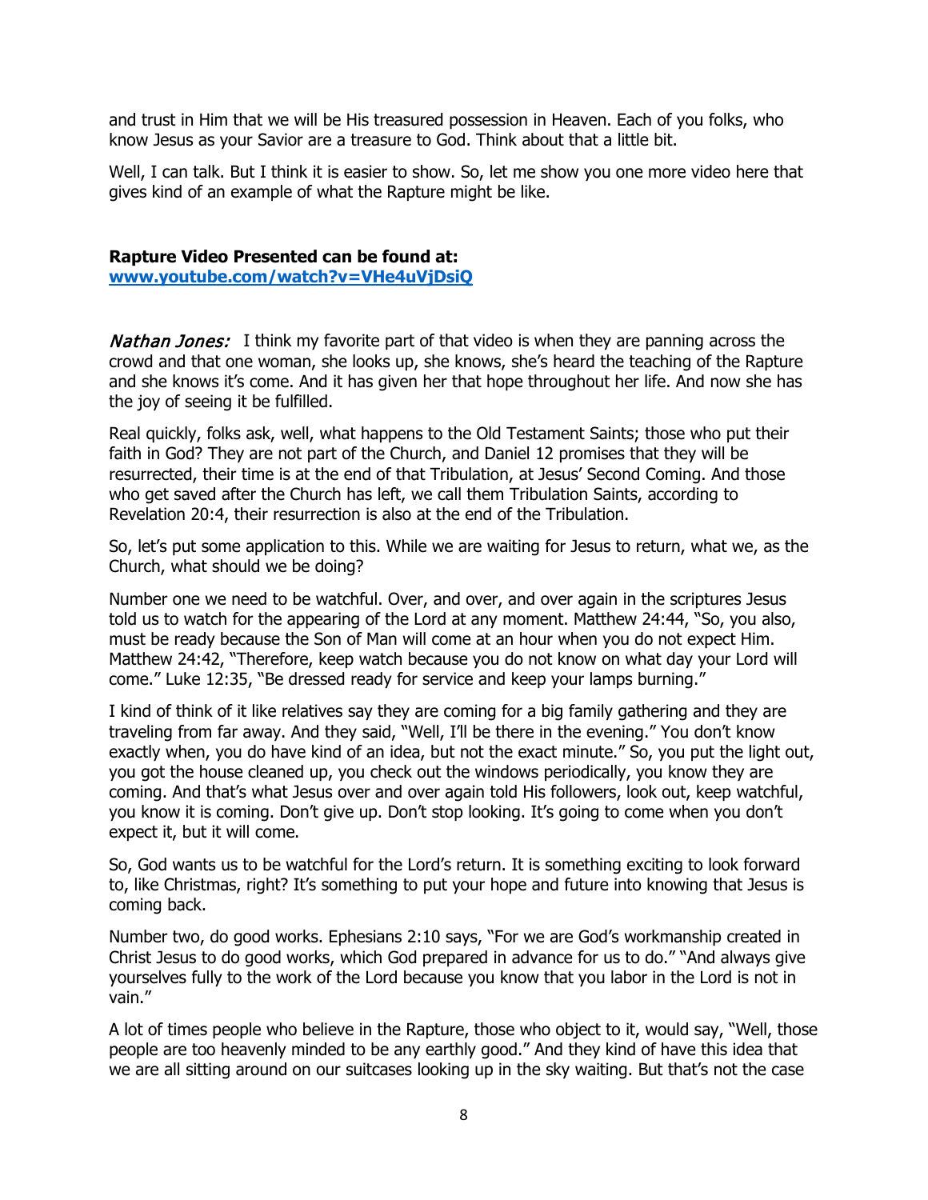and trust in Him that we will be His treasured possession in Heaven. Each of you folks, who know Jesus as your Savior are a treasure to God. Think about that a little bit.

Well, I can talk. But I think it is easier to show. So, let me show you one more video here that gives kind of an example of what the Rapture might be like.

**Rapture Video Presented can be found at:**
**[www.youtube.com/watch?v=VHe4uVjDsiQ](www.youtube.com/watch?v=VHe4uVjDsiQ)**

*Nathan Jones:* I think my favorite part of that video is when they are panning across the crowd and that one woman, she looks up, she knows, she's heard the teaching of the Rapture and she knows it's come. And it has given her that hope throughout her life. And now she has the joy of seeing it be fulfilled.

Real quickly, folks ask, well, what happens to the Old Testament Saints; those who put their faith in God? They are not part of the Church, and Daniel 12 promises that they will be resurrected, their time is at the end of that Tribulation, at Jesus' Second Coming. And those who get saved after the Church has left, we call them Tribulation Saints, according to Revelation 20:4, their resurrection is also at the end of the Tribulation.

So, let's put some application to this. While we are waiting for Jesus to return, what we, as the Church, what should we be doing?

Number one we need to be watchful. Over, and over, and over again in the scriptures Jesus told us to watch for the appearing of the Lord at any moment. Matthew 24:44, "So, you also, must be ready because the Son of Man will come at an hour when you do not expect Him. Matthew 24:42, "Therefore, keep watch because you do not know on what day your Lord will come." Luke 12:35, "Be dressed ready for service and keep your lamps burning."

I kind of think of it like relatives say they are coming for a big family gathering and they are traveling from far away. And they said, "Well, I'll be there in the evening." You don't know exactly when, you do have kind of an idea, but not the exact minute." So, you put the light out, you got the house cleaned up, you check out the windows periodically, you know they are coming. And that's what Jesus over and over again told His followers, look out, keep watchful, you know it is coming. Don't give up. Don't stop looking. It's going to come when you don't expect it, but it will come.

So, God wants us to be watchful for the Lord's return. It is something exciting to look forward to, like Christmas, right? It's something to put your hope and future into knowing that Jesus is coming back.

Number two, do good works. Ephesians 2:10 says, "For we are God's workmanship created in Christ Jesus to do good works, which God prepared in advance for us to do." "And always give yourselves fully to the work of the Lord because you know that you labor in the Lord is not in vain."

A lot of times people who believe in the Rapture, those who object to it, would say, "Well, those people are too heavenly minded to be any earthly good." And they kind of have this idea that we are all sitting around on our suitcases looking up in the sky waiting. But that's not the case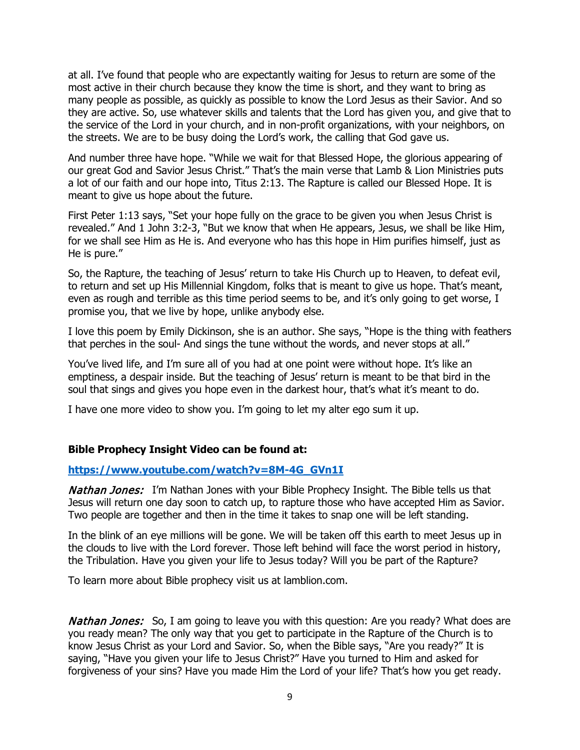at all. I've found that people who are expectantly waiting for Jesus to return are some of the most active in their church because they know the time is short, and they want to bring as many people as possible, as quickly as possible to know the Lord Jesus as their Savior. And so they are active. So, use whatever skills and talents that the Lord has given you, and give that to the service of the Lord in your church, and in non-profit organizations, with your neighbors, on the streets. We are to be busy doing the Lord's work, the calling that God gave us.

And number three have hope. "While we wait for that Blessed Hope, the glorious appearing of our great God and Savior Jesus Christ." That's the main verse that Lamb & Lion Ministries puts a lot of our faith and our hope into, Titus 2:13. The Rapture is called our Blessed Hope. It is meant to give us hope about the future.

First Peter 1:13 says, "Set your hope fully on the grace to be given you when Jesus Christ is revealed." And 1 John 3:2-3, "But we know that when He appears, Jesus, we shall be like Him, for we shall see Him as He is. And everyone who has this hope in Him purifies himself, just as He is pure."

So, the Rapture, the teaching of Jesus' return to take His Church up to Heaven, to defeat evil, to return and set up His Millennial Kingdom, folks that is meant to give us hope. That's meant, even as rough and terrible as this time period seems to be, and it's only going to get worse, I promise you, that we live by hope, unlike anybody else.

I love this poem by Emily Dickinson, she is an author. She says, "Hope is the thing with feathers that perches in the soul- And sings the tune without the words, and never stops at all."

You've lived life, and I'm sure all of you had at one point were without hope. It's like an emptiness, a despair inside. But the teaching of Jesus' return is meant to be that bird in the soul that sings and gives you hope even in the darkest hour, that's what it's meant to do.

I have one more video to show you. I'm going to let my alter ego sum it up.

**Bible Prophecy Insight Video can be found at:**

**[https://www.youtube.com/watch?v=8M-4G_GVn1I](https://www.youtube.com/watch?v=8M-4G_GVn1I)**

***Nathan Jones:*** I'm Nathan Jones with your Bible Prophecy Insight. The Bible tells us that Jesus will return one day soon to catch up, to rapture those who have accepted Him as Savior. Two people are together and then in the time it takes to snap one will be left standing.

In the blink of an eye millions will be gone. We will be taken off this earth to meet Jesus up in the clouds to live with the Lord forever. Those left behind will face the worst period in history, the Tribulation. Have you given your life to Jesus today? Will you be part of the Rapture?

To learn more about Bible prophecy visit us at lamblion.com.

***Nathan Jones:*** So, I am going to leave you with this question: Are you ready? What does are you ready mean? The only way that you get to participate in the Rapture of the Church is to know Jesus Christ as your Lord and Savior. So, when the Bible says, "Are you ready?" It is saying, "Have you given your life to Jesus Christ?" Have you turned to Him and asked for forgiveness of your sins? Have you made Him the Lord of your life? That's how you get ready.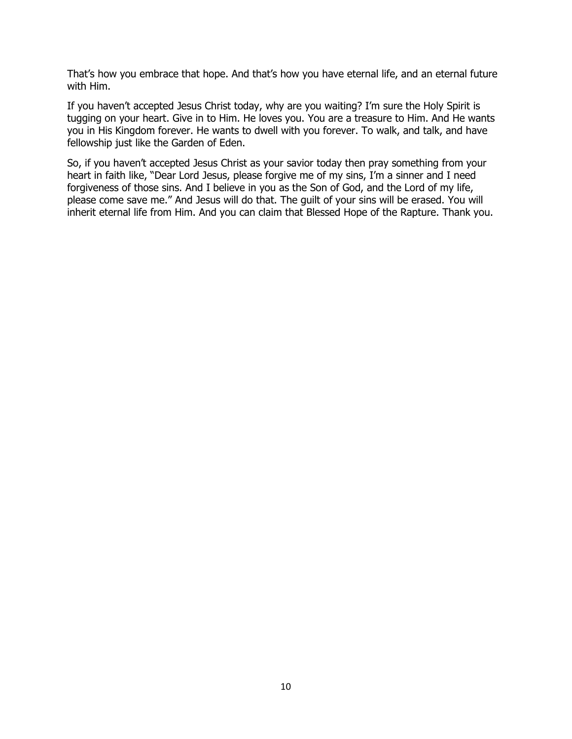That's how you embrace that hope. And that's how you have eternal life, and an eternal future with Him.

If you haven't accepted Jesus Christ today, why are you waiting? I'm sure the Holy Spirit is tugging on your heart. Give in to Him. He loves you. You are a treasure to Him. And He wants you in His Kingdom forever. He wants to dwell with you forever. To walk, and talk, and have fellowship just like the Garden of Eden.

So, if you haven't accepted Jesus Christ as your savior today then pray something from your heart in faith like, "Dear Lord Jesus, please forgive me of my sins, I'm a sinner and I need forgiveness of those sins. And I believe in you as the Son of God, and the Lord of my life, please come save me." And Jesus will do that. The guilt of your sins will be erased. You will inherit eternal life from Him. And you can claim that Blessed Hope of the Rapture. Thank you.